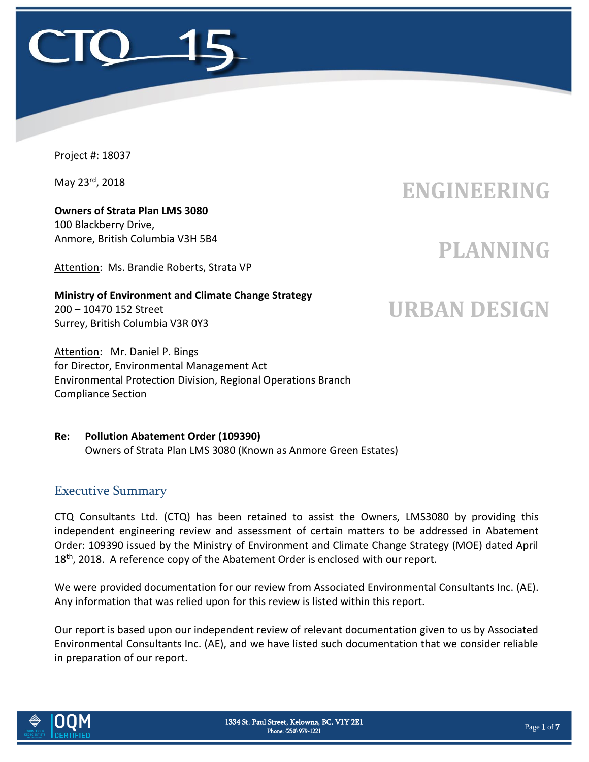Project #: 18037

May 23rd, 2018

**ENGINEERING**

**PLANNING**

**URBAN DESIGN**

**Owners of Strata Plan LMS 3080**
100 Blackberry Drive,
Anmore, British Columbia V3H 5B4

Attention: Ms. Brandie Roberts, Strata VP

**Ministry of Environment and Climate Change Strategy**
200 – 10470 152 Street
Surrey, British Columbia V3R 0Y3

Attention: Mr. Daniel P. Bings
for Director, Environmental Management Act
Environmental Protection Division, Regional Operations Branch
Compliance Section

**Re: Pollution Abatement Order (109390)**
Owners of Strata Plan LMS 3080 (Known as Anmore Green Estates)

## Executive Summary

CTQ Consultants Ltd. (CTQ) has been retained to assist the Owners, LMS3080 by providing this independent engineering review and assessment of certain matters to be addressed in Abatement Order: 109390 issued by the Ministry of Environment and Climate Change Strategy (MOE) dated April 18th, 2018. A reference copy of the Abatement Order is enclosed with our report.

We were provided documentation for our review from Associated Environmental Consultants Inc. (AE). Any information that was relied upon for this review is listed within this report.

Our report is based upon our independent review of relevant documentation given to us by Associated Environmental Consultants Inc. (AE), and we have listed such documentation that we consider reliable in preparation of our report.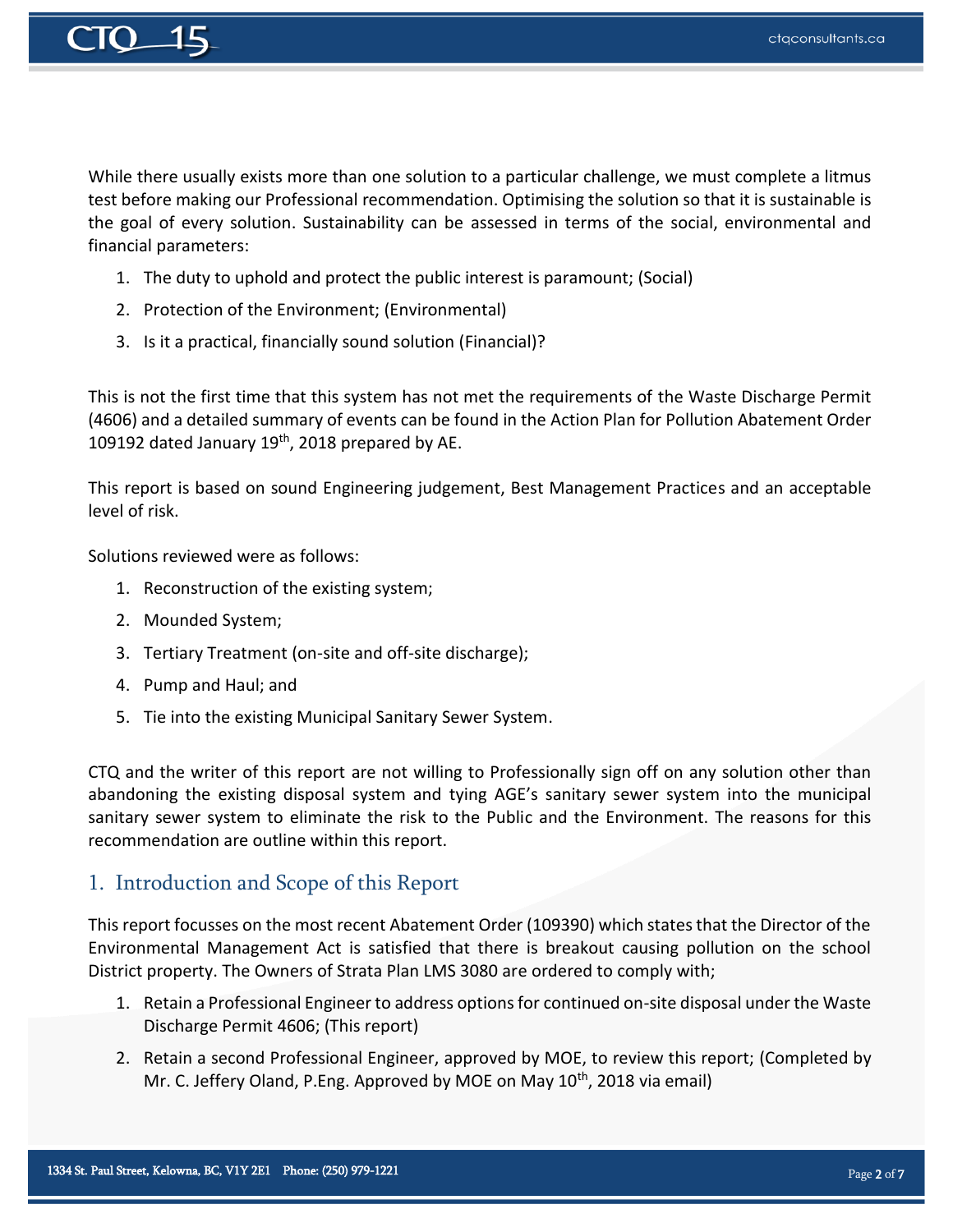While there usually exists more than one solution to a particular challenge, we must complete a litmus test before making our Professional recommendation. Optimising the solution so that it is sustainable is the goal of every solution. Sustainability can be assessed in terms of the social, environmental and financial parameters:

1. The duty to uphold and protect the public interest is paramount; (Social)
2. Protection of the Environment; (Environmental)
3. Is it a practical, financially sound solution (Financial)?

This is not the first time that this system has not met the requirements of the Waste Discharge Permit (4606) and a detailed summary of events can be found in the Action Plan for Pollution Abatement Order 109192 dated January 19th, 2018 prepared by AE.

This report is based on sound Engineering judgement, Best Management Practices and an acceptable level of risk.

Solutions reviewed were as follows:

1. Reconstruction of the existing system;
2. Mounded System;
3. Tertiary Treatment (on-site and off-site discharge);
4. Pump and Haul; and
5. Tie into the existing Municipal Sanitary Sewer System.

CTQ and the writer of this report are not willing to Professionally sign off on any solution other than abandoning the existing disposal system and tying AGE's sanitary sewer system into the municipal sanitary sewer system to eliminate the risk to the Public and the Environment. The reasons for this recommendation are outline within this report.

## 1. Introduction and Scope of this Report

This report focusses on the most recent Abatement Order (109390) which states that the Director of the Environmental Management Act is satisfied that there is breakout causing pollution on the school District property. The Owners of Strata Plan LMS 3080 are ordered to comply with;

1. Retain a Professional Engineer to address options for continued on-site disposal under the Waste Discharge Permit 4606; (This report)
2. Retain a second Professional Engineer, approved by MOE, to review this report; (Completed by Mr. C. Jeffery Oland, P.Eng. Approved by MOE on May 10th, 2018 via email)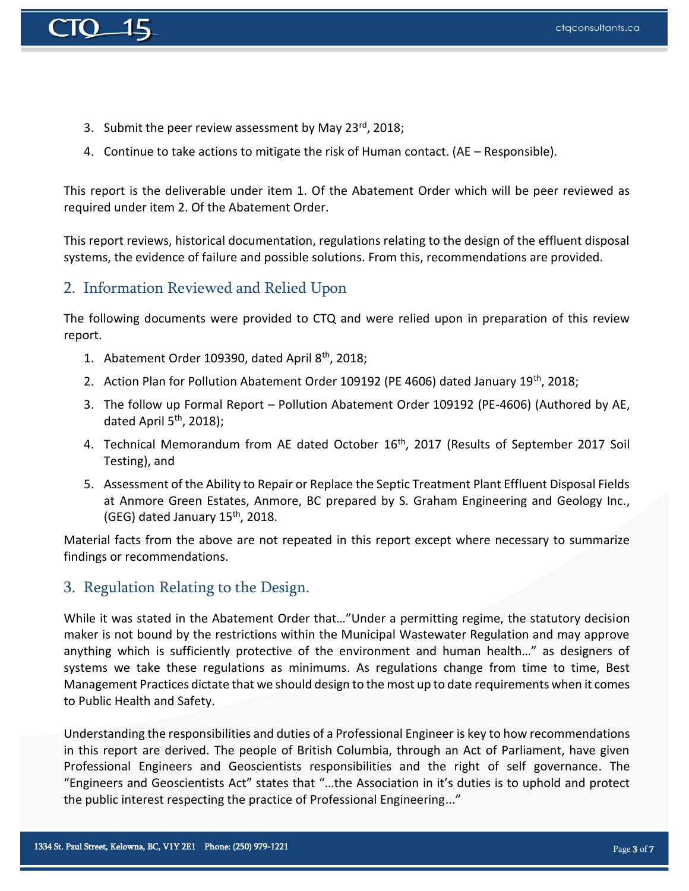3. Submit the peer review assessment by May 23rd, 2018;
4. Continue to take actions to mitigate the risk of Human contact. (AE – Responsible).

This report is the deliverable under item 1. Of the Abatement Order which will be peer reviewed as required under item 2. Of the Abatement Order.

This report reviews, historical documentation, regulations relating to the design of the effluent disposal systems, the evidence of failure and possible solutions. From this, recommendations are provided.

## 2. Information Reviewed and Relied Upon

The following documents were provided to CTQ and were relied upon in preparation of this review report.

1. Abatement Order 109390, dated April 8th, 2018;
2. Action Plan for Pollution Abatement Order 109192 (PE 4606) dated January 19th, 2018;
3. The follow up Formal Report – Pollution Abatement Order 109192 (PE-4606) (Authored by AE, dated April 5th, 2018);
4. Technical Memorandum from AE dated October 16th, 2017 (Results of September 2017 Soil Testing), and
5. Assessment of the Ability to Repair or Replace the Septic Treatment Plant Effluent Disposal Fields at Anmore Green Estates, Anmore, BC prepared by S. Graham Engineering and Geology Inc., (GEG) dated January 15th, 2018.

Material facts from the above are not repeated in this report except where necessary to summarize findings or recommendations.

## 3. Regulation Relating to the Design.

While it was stated in the Abatement Order that…"Under a permitting regime, the statutory decision maker is not bound by the restrictions within the Municipal Wastewater Regulation and may approve anything which is sufficiently protective of the environment and human health…" as designers of systems we take these regulations as minimums. As regulations change from time to time, Best Management Practices dictate that we should design to the most up to date requirements when it comes to Public Health and Safety.

Understanding the responsibilities and duties of a Professional Engineer is key to how recommendations in this report are derived. The people of British Columbia, through an Act of Parliament, have given Professional Engineers and Geoscientists responsibilities and the right of self governance. The "Engineers and Geoscientists Act" states that "…the Association in it's duties is to uphold and protect the public interest respecting the practice of Professional Engineering..."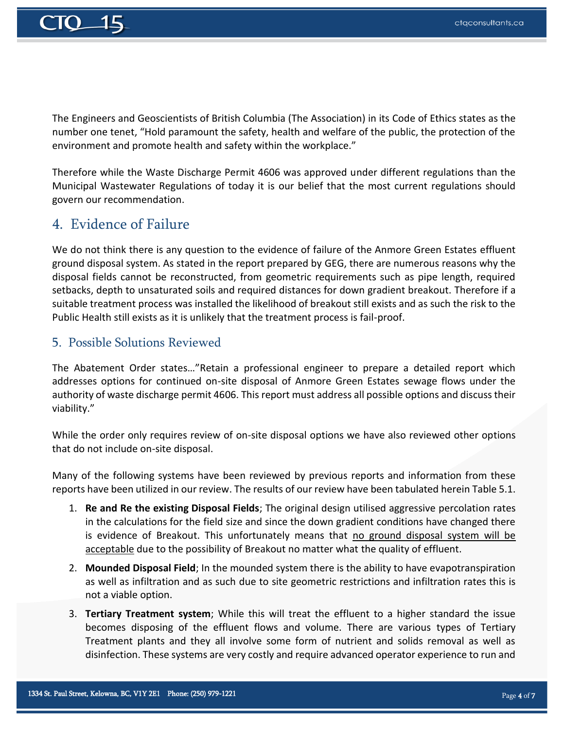The Engineers and Geoscientists of British Columbia (The Association) in its Code of Ethics states as the number one tenet, "Hold paramount the safety, health and welfare of the public, the protection of the environment and promote health and safety within the workplace."

Therefore while the Waste Discharge Permit 4606 was approved under different regulations than the Municipal Wastewater Regulations of today it is our belief that the most current regulations should govern our recommendation.

## 4. Evidence of Failure

We do not think there is any question to the evidence of failure of the Anmore Green Estates effluent ground disposal system. As stated in the report prepared by GEG, there are numerous reasons why the disposal fields cannot be reconstructed, from geometric requirements such as pipe length, required setbacks, depth to unsaturated soils and required distances for down gradient breakout. Therefore if a suitable treatment process was installed the likelihood of breakout still exists and as such the risk to the Public Health still exists as it is unlikely that the treatment process is fail-proof.

### 5. Possible Solutions Reviewed

The Abatement Order states…"Retain a professional engineer to prepare a detailed report which addresses options for continued on-site disposal of Anmore Green Estates sewage flows under the authority of waste discharge permit 4606. This report must address all possible options and discuss their viability."

While the order only requires review of on-site disposal options we have also reviewed other options that do not include on-site disposal.

Many of the following systems have been reviewed by previous reports and information from these reports have been utilized in our review. The results of our review have been tabulated herein Table 5.1.

1. **Re and Re the existing Disposal Fields**; The original design utilised aggressive percolation rates in the calculations for the field size and since the down gradient conditions have changed there is evidence of Breakout. This unfortunately means that <u>no ground disposal system will be acceptable</u> due to the possibility of Breakout no matter what the quality of effluent.
2. **Mounded Disposal Field**; In the mounded system there is the ability to have evapotranspiration as well as infiltration and as such due to site geometric restrictions and infiltration rates this is not a viable option.
3. **Tertiary Treatment system**; While this will treat the effluent to a higher standard the issue becomes disposing of the effluent flows and volume. There are various types of Tertiary Treatment plants and they all involve some form of nutrient and solids removal as well as disinfection. These systems are very costly and require advanced operator experience to run and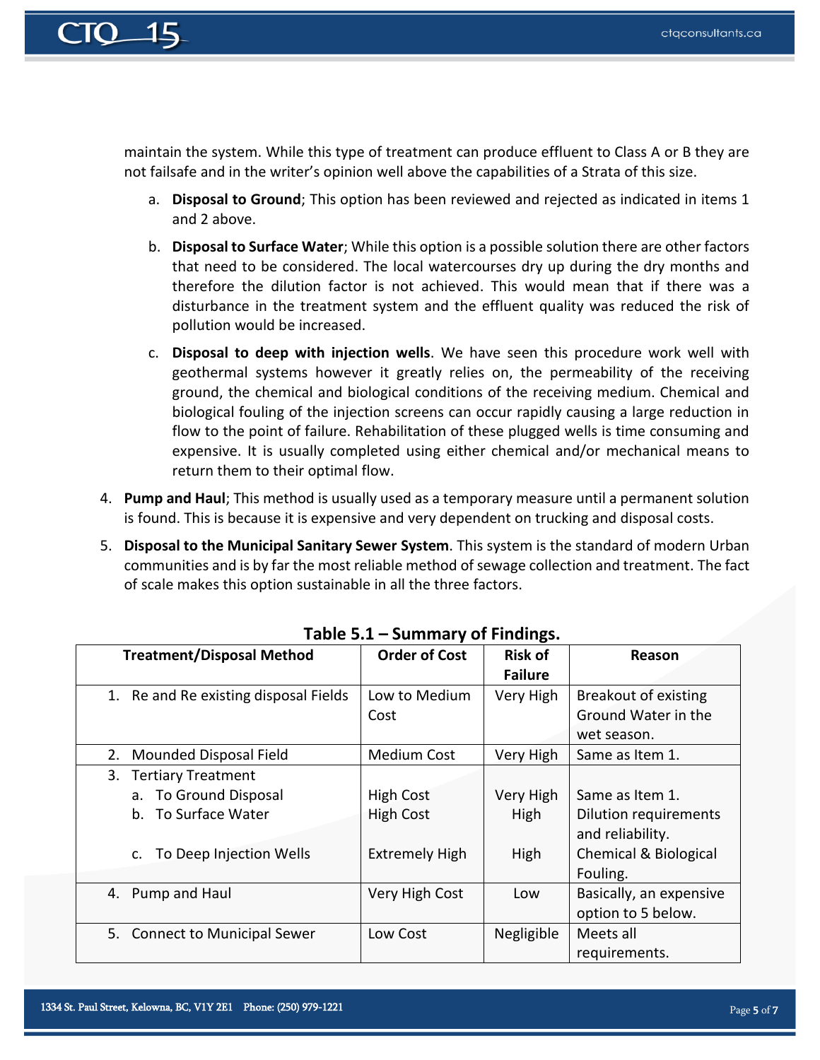maintain the system. While this type of treatment can produce effluent to Class A or B they are not failsafe and in the writer's opinion well above the capabilities of a Strata of this size.

a. **Disposal to Ground**; This option has been reviewed and rejected as indicated in items 1 and 2 above.

b. **Disposal to Surface Water**; While this option is a possible solution there are other factors that need to be considered. The local watercourses dry up during the dry months and therefore the dilution factor is not achieved. This would mean that if there was a disturbance in the treatment system and the effluent quality was reduced the risk of pollution would be increased.

c. **Disposal to deep with injection wells**. We have seen this procedure work well with geothermal systems however it greatly relies on, the permeability of the receiving ground, the chemical and biological conditions of the receiving medium. Chemical and biological fouling of the injection screens can occur rapidly causing a large reduction in flow to the point of failure. Rehabilitation of these plugged wells is time consuming and expensive. It is usually completed using either chemical and/or mechanical means to return them to their optimal flow.

4. **Pump and Haul**; This method is usually used as a temporary measure until a permanent solution is found. This is because it is expensive and very dependent on trucking and disposal costs.

5. **Disposal to the Municipal Sanitary Sewer System**. This system is the standard of modern Urban communities and is by far the most reliable method of sewage collection and treatment. The fact of scale makes this option sustainable in all the three factors.

**Table 5.1 – Summary of Findings.**

| Treatment/Disposal Method | Order of Cost | Risk of Failure | Reason |
|---|---|---|---|
| 1. Re and Re existing disposal Fields | Low to Medium Cost | Very High | Breakout of existing Ground Water in the wet season. |
| 2. Mounded Disposal Field | Medium Cost | Very High | Same as Item 1. |
| 3. Tertiary Treatment | | | |
| a. To Ground Disposal | High Cost | Very High | Same as Item 1. |
| b. To Surface Water | High Cost | High | Dilution requirements and reliability. |
| c. To Deep Injection Wells | Extremely High | High | Chemical & Biological Fouling. |
| 4. Pump and Haul | Very High Cost | Low | Basically, an expensive option to 5 below. |
| 5. Connect to Municipal Sewer | Low Cost | Negligible | Meets all requirements. |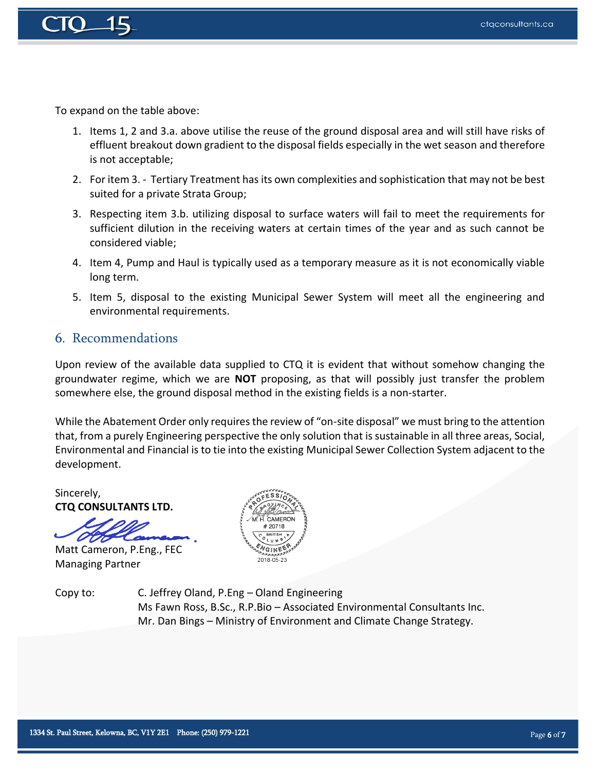To expand on the table above:

1. Items 1, 2 and 3.a. above utilise the reuse of the ground disposal area and will still have risks of effluent breakout down gradient to the disposal fields especially in the wet season and therefore is not acceptable;
2. For item 3. - Tertiary Treatment has its own complexities and sophistication that may not be best suited for a private Strata Group;
3. Respecting item 3.b. utilizing disposal to surface waters will fail to meet the requirements for sufficient dilution in the receiving waters at certain times of the year and as such cannot be considered viable;
4. Item 4, Pump and Haul is typically used as a temporary measure as it is not economically viable long term.
5. Item 5, disposal to the existing Municipal Sewer System will meet all the engineering and environmental requirements.

## 6. Recommendations

Upon review of the available data supplied to CTQ it is evident that without somehow changing the groundwater regime, which we are **NOT** proposing, as that will possibly just transfer the problem somewhere else, the ground disposal method in the existing fields is a non-starter.

While the Abatement Order only requires the review of "on-site disposal" we must bring to the attention that, from a purely Engineering perspective the only solution that is sustainable in all three areas, Social, Environmental and Financial is to tie into the existing Municipal Sewer Collection System adjacent to the development.

Sincerely,
**CTQ CONSULTANTS LTD.**

Matt Cameron, P.Eng., FEC
Managing Partner

PROFESSIONAL ENGINEER — PROVINCE OF BRITISH COLUMBIA — M. H. CAMERON # 20718 — 2018-05-23

Copy to: C. Jeffrey Oland, P.Eng – Oland Engineering
Ms Fawn Ross, B.Sc., R.P.Bio – Associated Environmental Consultants Inc.
Mr. Dan Bings – Ministry of Environment and Climate Change Strategy.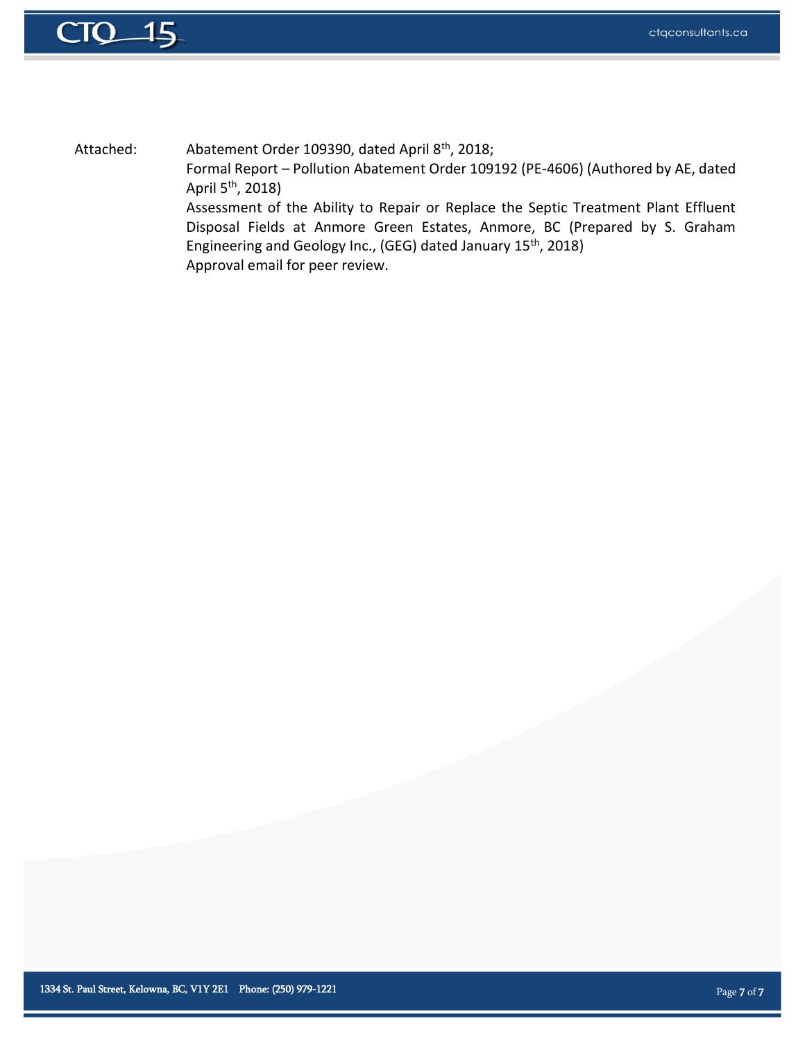Attached: Abatement Order 109390, dated April 8th, 2018;

Formal Report – Pollution Abatement Order 109192 (PE-4606) (Authored by AE, dated April 5th, 2018)

Assessment of the Ability to Repair or Replace the Septic Treatment Plant Effluent Disposal Fields at Anmore Green Estates, Anmore, BC (Prepared by S. Graham Engineering and Geology Inc., (GEG) dated January 15th, 2018)

Approval email for peer review.